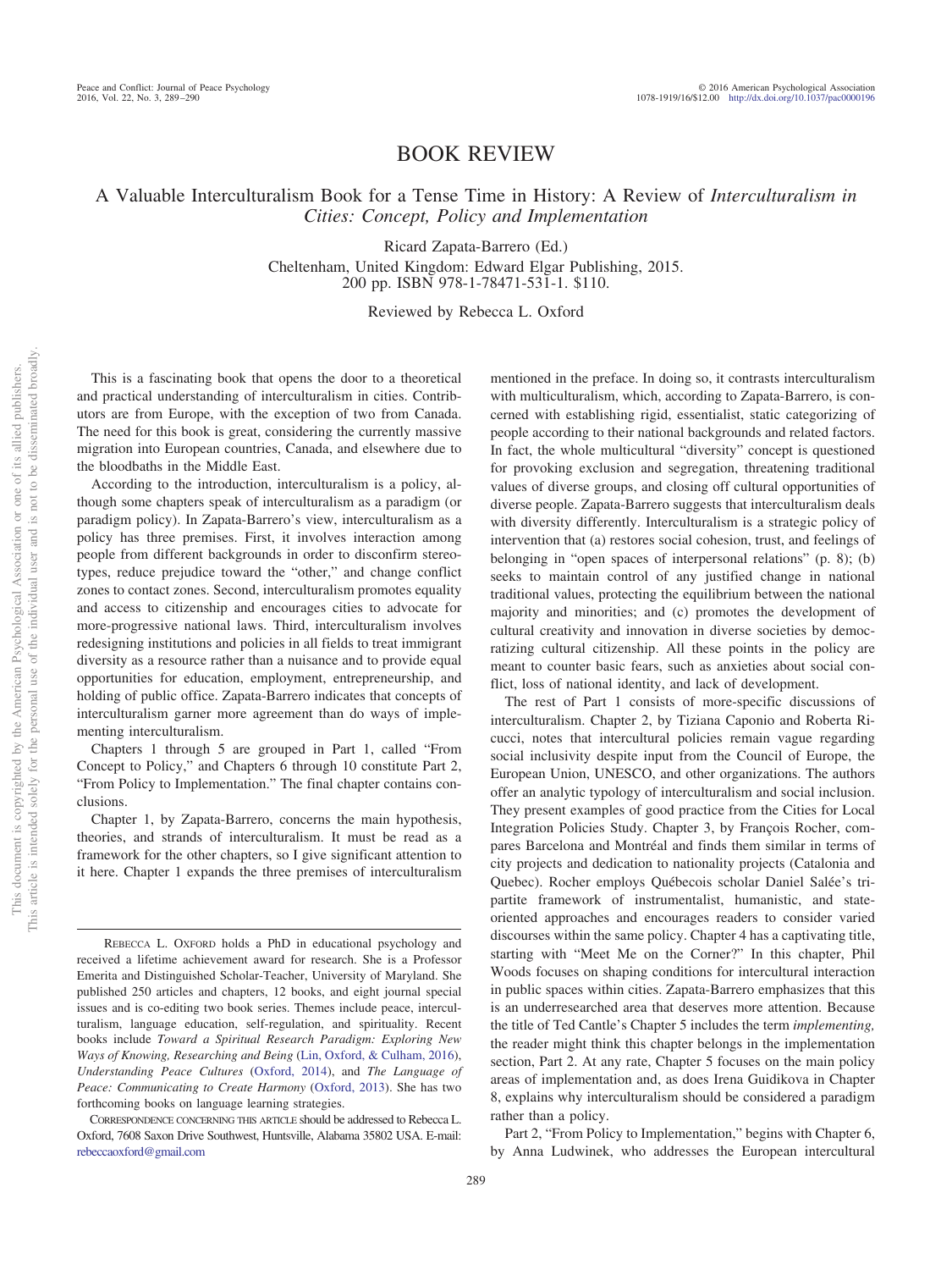# BOOK REVIEW

## A Valuable Interculturalism Book for a Tense Time in History: A Review of *Interculturalism in Cities: Concept, Policy and Implementation*

Ricard Zapata-Barrero (Ed.)
Cheltenham, United Kingdom: Edward Elgar Publishing, 2015.
200 pp. ISBN 978-1-78471-531-1. $110.

Reviewed by Rebecca L. Oxford

This is a fascinating book that opens the door to a theoretical and practical understanding of interculturalism in cities. Contributors are from Europe, with the exception of two from Canada. The need for this book is great, considering the currently massive migration into European countries, Canada, and elsewhere due to the bloodbaths in the Middle East.

According to the introduction, interculturalism is a policy, although some chapters speak of interculturalism as a paradigm (or paradigm policy). In Zapata-Barrero's view, interculturalism as a policy has three premises. First, it involves interaction among people from different backgrounds in order to disconfirm stereotypes, reduce prejudice toward the "other," and change conflict zones to contact zones. Second, interculturalism promotes equality and access to citizenship and encourages cities to advocate for more-progressive national laws. Third, interculturalism involves redesigning institutions and policies in all fields to treat immigrant diversity as a resource rather than a nuisance and to provide equal opportunities for education, employment, entrepreneurship, and holding of public office. Zapata-Barrero indicates that concepts of interculturalism garner more agreement than do ways of implementing interculturalism.

Chapters 1 through 5 are grouped in Part 1, called "From Concept to Policy," and Chapters 6 through 10 constitute Part 2, "From Policy to Implementation." The final chapter contains conclusions.

Chapter 1, by Zapata-Barrero, concerns the main hypothesis, theories, and strands of interculturalism. It must be read as a framework for the other chapters, so I give significant attention to it here. Chapter 1 expands the three premises of interculturalism mentioned in the preface. In doing so, it contrasts interculturalism with multiculturalism, which, according to Zapata-Barrero, is concerned with establishing rigid, essentialist, static categorizing of people according to their national backgrounds and related factors. In fact, the whole multicultural "diversity" concept is questioned for provoking exclusion and segregation, threatening traditional values of diverse groups, and closing off cultural opportunities of diverse people. Zapata-Barrero suggests that interculturalism deals with diversity differently. Interculturalism is a strategic policy of intervention that (a) restores social cohesion, trust, and feelings of belonging in "open spaces of interpersonal relations" (p. 8); (b) seeks to maintain control of any justified change in national traditional values, protecting the equilibrium between the national majority and minorities; and (c) promotes the development of cultural creativity and innovation in diverse societies by democratizing cultural citizenship. All these points in the policy are meant to counter basic fears, such as anxieties about social conflict, loss of national identity, and lack of development.

The rest of Part 1 consists of more-specific discussions of interculturalism. Chapter 2, by Tiziana Caponio and Roberta Ricucci, notes that intercultural policies remain vague regarding social inclusivity despite input from the Council of Europe, the European Union, UNESCO, and other organizations. The authors offer an analytic typology of interculturalism and social inclusion. They present examples of good practice from the Cities for Local Integration Policies Study. Chapter 3, by François Rocher, compares Barcelona and Montréal and finds them similar in terms of city projects and dedication to nationality projects (Catalonia and Quebec). Rocher employs Québecois scholar Daniel Salée's tripartite framework of instrumentalist, humanistic, and state-oriented approaches and encourages readers to consider varied discourses within the same policy. Chapter 4 has a captivating title, starting with "Meet Me on the Corner?" In this chapter, Phil Woods focuses on shaping conditions for intercultural interaction in public spaces within cities. Zapata-Barrero emphasizes that this is an underresearched area that deserves more attention. Because the title of Ted Cantle's Chapter 5 includes the term *implementing,* the reader might think this chapter belongs in the implementation section, Part 2. At any rate, Chapter 5 focuses on the main policy areas of implementation and, as does Irena Guidikova in Chapter 8, explains why interculturalism should be considered a paradigm rather than a policy.

Part 2, "From Policy to Implementation," begins with Chapter 6, by Anna Ludwinek, who addresses the European intercultural

---

REBECCA L. OXFORD holds a PhD in educational psychology and received a lifetime achievement award for research. She is a Professor Emerita and Distinguished Scholar-Teacher, University of Maryland. She published 250 articles and chapters, 12 books, and eight journal special issues and is co-editing two book series. Themes include peace, interculturalism, language education, self-regulation, and spirituality. Recent books include *Toward a Spiritual Research Paradigm: Exploring New Ways of Knowing, Researching and Being* (Lin, Oxford, & Culham, 2016), *Understanding Peace Cultures* (Oxford, 2014), and *The Language of Peace: Communicating to Create Harmony* (Oxford, 2013). She has two forthcoming books on language learning strategies.

CORRESPONDENCE CONCERNING THIS ARTICLE should be addressed to Rebecca L. Oxford, 7608 Saxon Drive Southwest, Huntsville, Alabama 35802 USA. E-mail: rebeccaoxford@gmail.com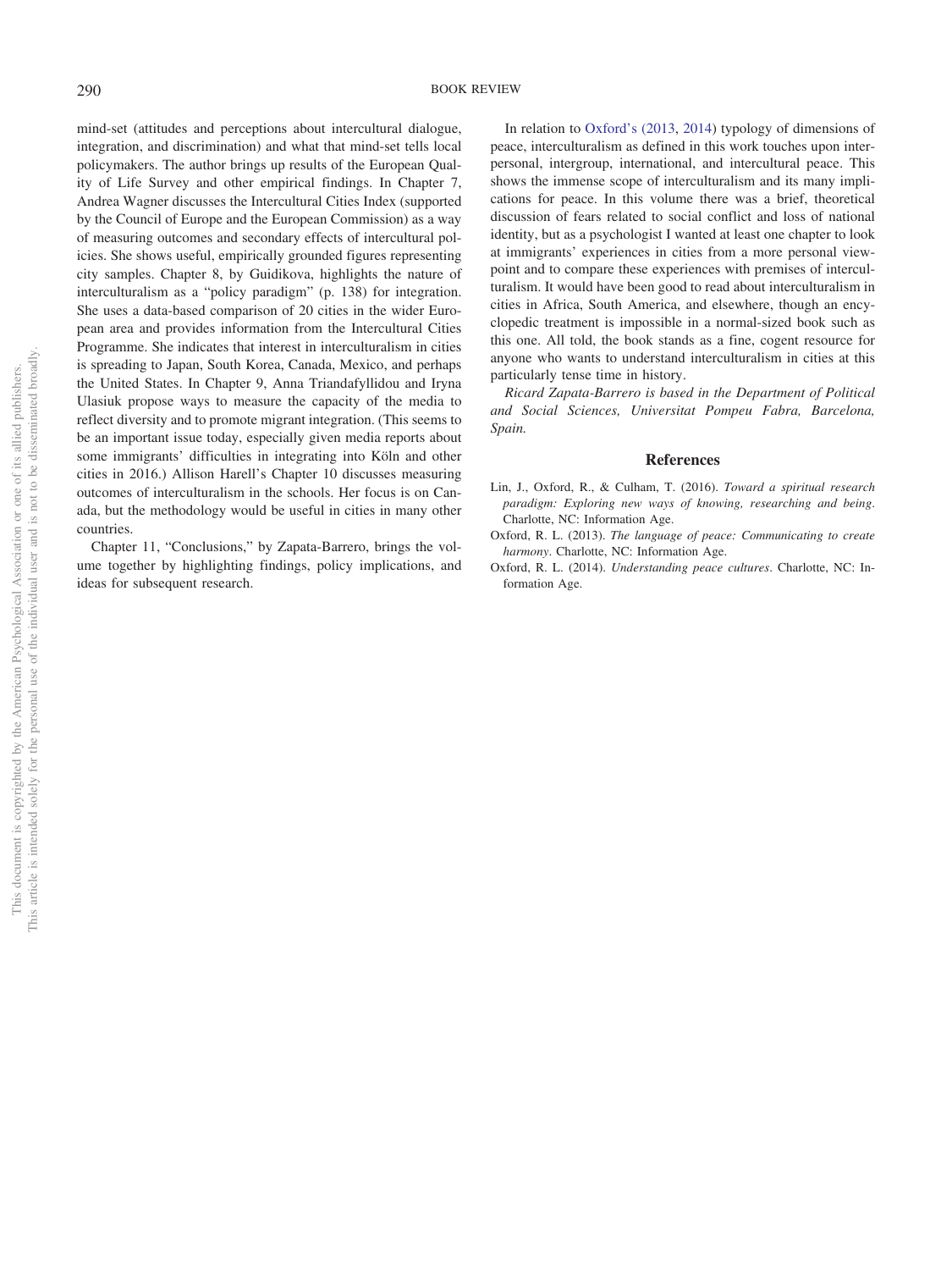mind-set (attitudes and perceptions about intercultural dialogue, integration, and discrimination) and what that mind-set tells local policymakers. The author brings up results of the European Quality of Life Survey and other empirical findings. In Chapter 7, Andrea Wagner discusses the Intercultural Cities Index (supported by the Council of Europe and the European Commission) as a way of measuring outcomes and secondary effects of intercultural policies. She shows useful, empirically grounded figures representing city samples. Chapter 8, by Guidikova, highlights the nature of interculturalism as a "policy paradigm" (p. 138) for integration. She uses a data-based comparison of 20 cities in the wider European area and provides information from the Intercultural Cities Programme. She indicates that interest in interculturalism in cities is spreading to Japan, South Korea, Canada, Mexico, and perhaps the United States. In Chapter 9, Anna Triandafyllidou and Iryna Ulasiuk propose ways to measure the capacity of the media to reflect diversity and to promote migrant integration. (This seems to be an important issue today, especially given media reports about some immigrants' difficulties in integrating into Köln and other cities in 2016.) Allison Harell's Chapter 10 discusses measuring outcomes of interculturalism in the schools. Her focus is on Canada, but the methodology would be useful in cities in many other countries.

Chapter 11, "Conclusions," by Zapata-Barrero, brings the volume together by highlighting findings, policy implications, and ideas for subsequent research.

In relation to Oxford's (2013, 2014) typology of dimensions of peace, interculturalism as defined in this work touches upon interpersonal, intergroup, international, and intercultural peace. This shows the immense scope of interculturalism and its many implications for peace. In this volume there was a brief, theoretical discussion of fears related to social conflict and loss of national identity, but as a psychologist I wanted at least one chapter to look at immigrants' experiences in cities from a more personal viewpoint and to compare these experiences with premises of interculturalism. It would have been good to read about interculturalism in cities in Africa, South America, and elsewhere, though an encyclopedic treatment is impossible in a normal-sized book such as this one. All told, the book stands as a fine, cogent resource for anyone who wants to understand interculturalism in cities at this particularly tense time in history.

*Ricard Zapata-Barrero is based in the Department of Political and Social Sciences, Universitat Pompeu Fabra, Barcelona, Spain.*

## References

Lin, J., Oxford, R., & Culham, T. (2016). *Toward a spiritual research paradigm: Exploring new ways of knowing, researching and being*. Charlotte, NC: Information Age.

Oxford, R. L. (2013). *The language of peace: Communicating to create harmony*. Charlotte, NC: Information Age.

Oxford, R. L. (2014). *Understanding peace cultures*. Charlotte, NC: Information Age.